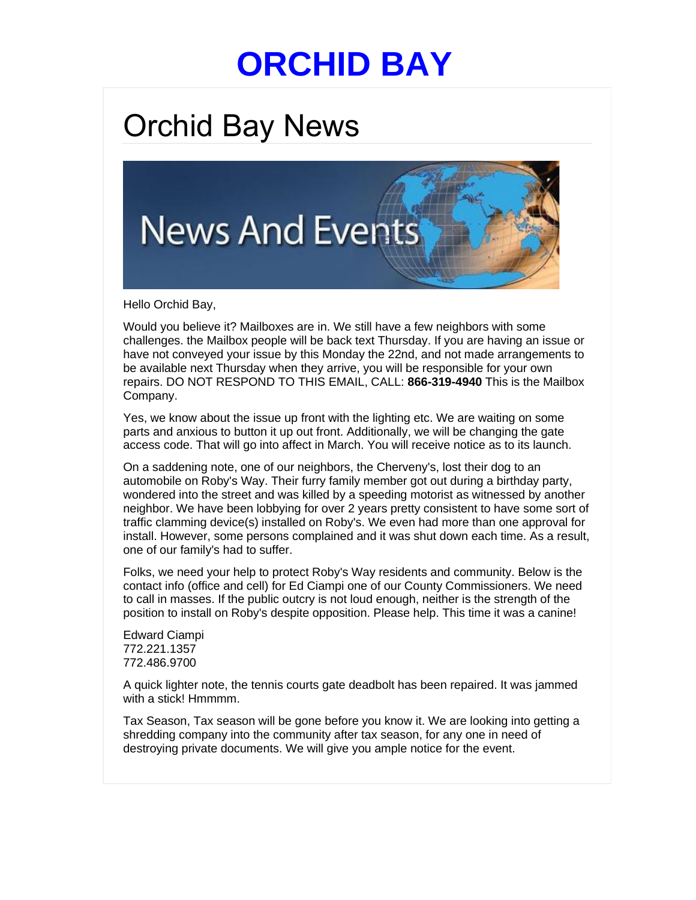# ORCHID BAY

## Orchid Bay News

Hello Orchid Bay,

Would you believe it? Mailboxes are in. We still have a few neighbors with some challenges. the Mailbox people will be back text Thursday. If you are having an issue or have not conveyed your issue by this Monday the 22nd, and not made arrangements to be available next Thursday when they arrive, you will be responsible for your own repairs. DO NOT RESPOND TO THIS EMAIL, CALL: **866-319-4940** This is the Mailbox Company.

Yes, we know about the issue up front with the lighting etc. We are waiting on some parts and anxious to button it up out front. Additionally, we will be changing the gate access code. That will go into affect in March. You will receive notice as to its launch.

On a saddening note, one of our neighbors, the Cherveny's, lost their dog to an automobile on Roby's Way. Their furry family member got out during a birthday party, wondered into the street and was killed by a speeding motorist as witnessed by another neighbor. We have been lobbying for over 2 years pretty consistent to have some sort of traffic clamming device(s) installed on Roby's. We even had more than one approval for install. However, some persons complained and it was shut down each time. As a result, one of our family's had to suffer.

Folks, we need your help to protect Roby's Way residents and community. Below is the contact info (office and cell) for Ed Ciampi one of our County Commissioners. We need to call in masses. If the public outcry is not loud enough, neither is the strength of the position to install on Roby's despite opposition. Please help. This time it was a canine!

Edward Ciampi  
772.221.1357  
772.486.9700

A quick lighter note, the tennis courts gate deadbolt has been repaired. It was jammed with a stick! Hmmmm.

Tax Season, Tax season will be gone before you know it. We are looking into getting a shredding company into the community after tax season, for any one in need of destroying private documents. We will give you ample notice for the event.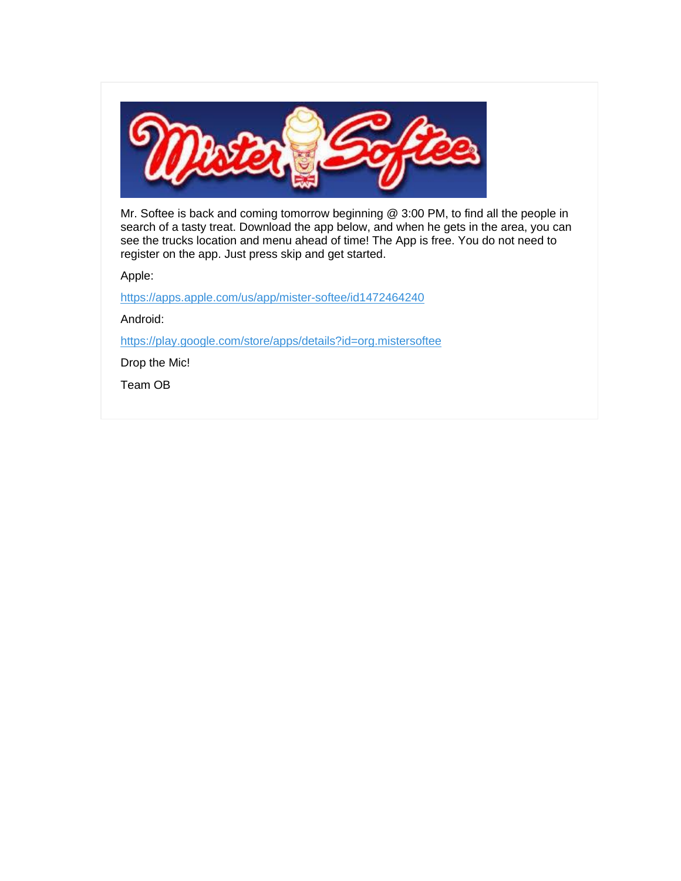Mr. Softee is back and coming tomorrow beginning @ 3:00 PM, to find all the people in search of a tasty treat. Download the app below, and when he gets in the area, you can see the trucks location and menu ahead of time! The App is free. You do not need to register on the app. Just press skip and get started.

Apple:

https://apps.apple.com/us/app/mister-softee/id1472464240

Android:

https://play.google.com/store/apps/details?id=org.mistersoftee

Drop the Mic!

Team OB